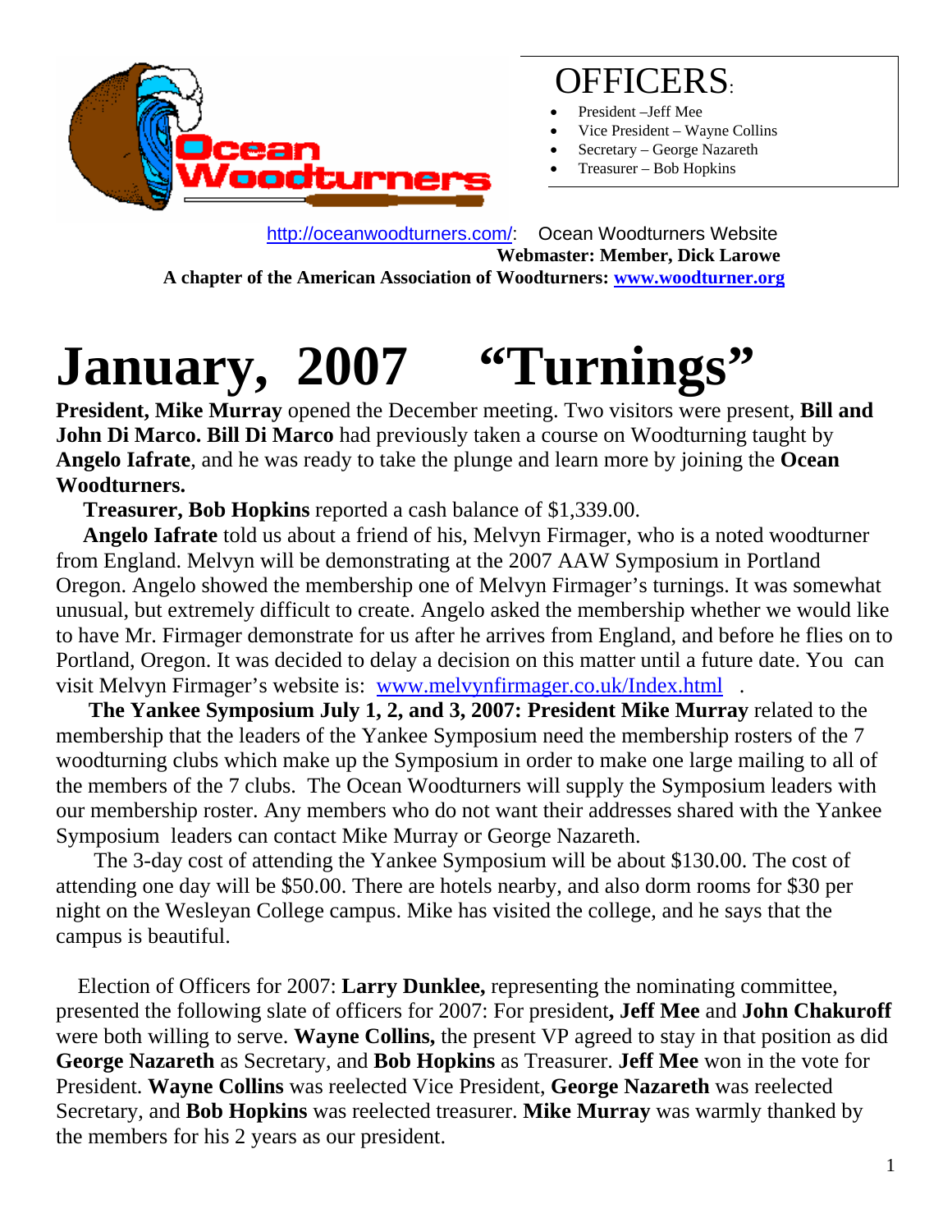## OFFICERS:

- President –Jeff Mee
- Vice President – Wayne Collins
- Secretary – George Nazareth
- Treasurer – Bob Hopkins

http://oceanwoodturners.com/: Ocean Woodturners Website

**Webmaster: Member, Dick Larowe**

**A chapter of the American Association of Woodturners: www.woodturner.org**

# January, 2007 "Turnings"

**President, Mike Murray** opened the December meeting. Two visitors were present, **Bill and John Di Marco. Bill Di Marco** had previously taken a course on Woodturning taught by **Angelo Iafrate**, and he was ready to take the plunge and learn more by joining the **Ocean Woodturners.**

**Treasurer, Bob Hopkins** reported a cash balance of $1,339.00.

**Angelo Iafrate** told us about a friend of his, Melvyn Firmager, who is a noted woodturner from England. Melvyn will be demonstrating at the 2007 AAW Symposium in Portland Oregon. Angelo showed the membership one of Melvyn Firmager's turnings. It was somewhat unusual, but extremely difficult to create. Angelo asked the membership whether we would like to have Mr. Firmager demonstrate for us after he arrives from England, and before he flies on to Portland, Oregon. It was decided to delay a decision on this matter until a future date. You can visit Melvyn Firmager's website is: www.melvynfirmager.co.uk/Index.html .

**The Yankee Symposium July 1, 2, and 3, 2007: President Mike Murray** related to the membership that the leaders of the Yankee Symposium need the membership rosters of the 7 woodturning clubs which make up the Symposium in order to make one large mailing to all of the members of the 7 clubs. The Ocean Woodturners will supply the Symposium leaders with our membership roster. Any members who do not want their addresses shared with the Yankee Symposium leaders can contact Mike Murray or George Nazareth.

The 3-day cost of attending the Yankee Symposium will be about $130.00. The cost of attending one day will be $50.00. There are hotels nearby, and also dorm rooms for $30 per night on the Wesleyan College campus. Mike has visited the college, and he says that the campus is beautiful.

Election of Officers for 2007: **Larry Dunklee,** representing the nominating committee, presented the following slate of officers for 2007: For president**, Jeff Mee** and **John Chakuroff** were both willing to serve. **Wayne Collins,** the present VP agreed to stay in that position as did **George Nazareth** as Secretary, and **Bob Hopkins** as Treasurer. **Jeff Mee** won in the vote for President. **Wayne Collins** was reelected Vice President, **George Nazareth** was reelected Secretary, and **Bob Hopkins** was reelected treasurer. **Mike Murray** was warmly thanked by the members for his 2 years as our president.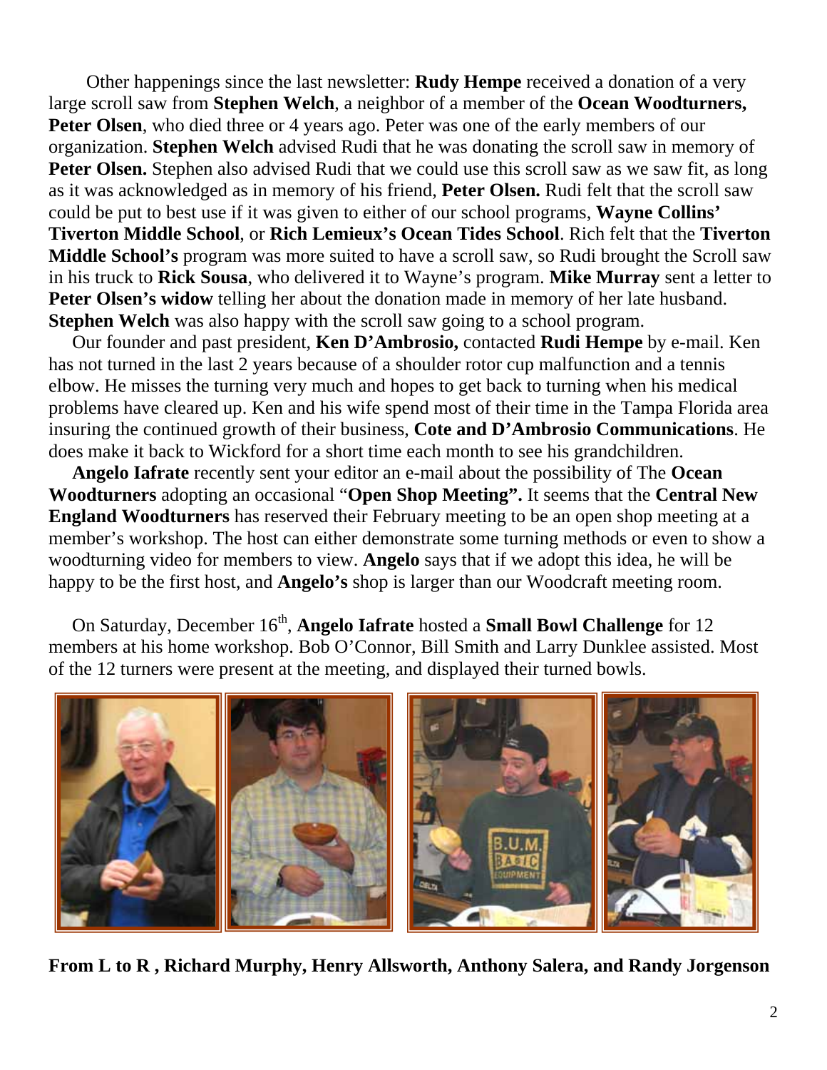Other happenings since the last newsletter: **Rudy Hempe** received a donation of a very large scroll saw from **Stephen Welch**, a neighbor of a member of the **Ocean Woodturners, Peter Olsen**, who died three or 4 years ago. Peter was one of the early members of our organization. **Stephen Welch** advised Rudi that he was donating the scroll saw in memory of **Peter Olsen.** Stephen also advised Rudi that we could use this scroll saw as we saw fit, as long as it was acknowledged as in memory of his friend, **Peter Olsen.** Rudi felt that the scroll saw could be put to best use if it was given to either of our school programs, **Wayne Collins' Tiverton Middle School**, or **Rich Lemieux's Ocean Tides School**. Rich felt that the **Tiverton Middle School's** program was more suited to have a scroll saw, so Rudi brought the Scroll saw in his truck to **Rick Sousa**, who delivered it to Wayne's program. **Mike Murray** sent a letter to **Peter Olsen's widow** telling her about the donation made in memory of her late husband. **Stephen Welch** was also happy with the scroll saw going to a school program.

Our founder and past president, **Ken D'Ambrosio,** contacted **Rudi Hempe** by e-mail. Ken has not turned in the last 2 years because of a shoulder rotor cup malfunction and a tennis elbow. He misses the turning very much and hopes to get back to turning when his medical problems have cleared up. Ken and his wife spend most of their time in the Tampa Florida area insuring the continued growth of their business, **Cote and D'Ambrosio Communications**. He does make it back to Wickford for a short time each month to see his grandchildren.

**Angelo Iafrate** recently sent your editor an e-mail about the possibility of The **Ocean Woodturners** adopting an occasional "**Open Shop Meeting".** It seems that the **Central New England Woodturners** has reserved their February meeting to be an open shop meeting at a member's workshop. The host can either demonstrate some turning methods or even to show a woodturning video for members to view. **Angelo** says that if we adopt this idea, he will be happy to be the first host, and **Angelo's** shop is larger than our Woodcraft meeting room.

On Saturday, December 16th, **Angelo Iafrate** hosted a **Small Bowl Challenge** for 12 members at his home workshop. Bob O'Connor, Bill Smith and Larry Dunklee assisted. Most of the 12 turners were present at the meeting, and displayed their turned bowls.

**From L to R , Richard Murphy, Henry Allsworth, Anthony Salera, and Randy Jorgenson**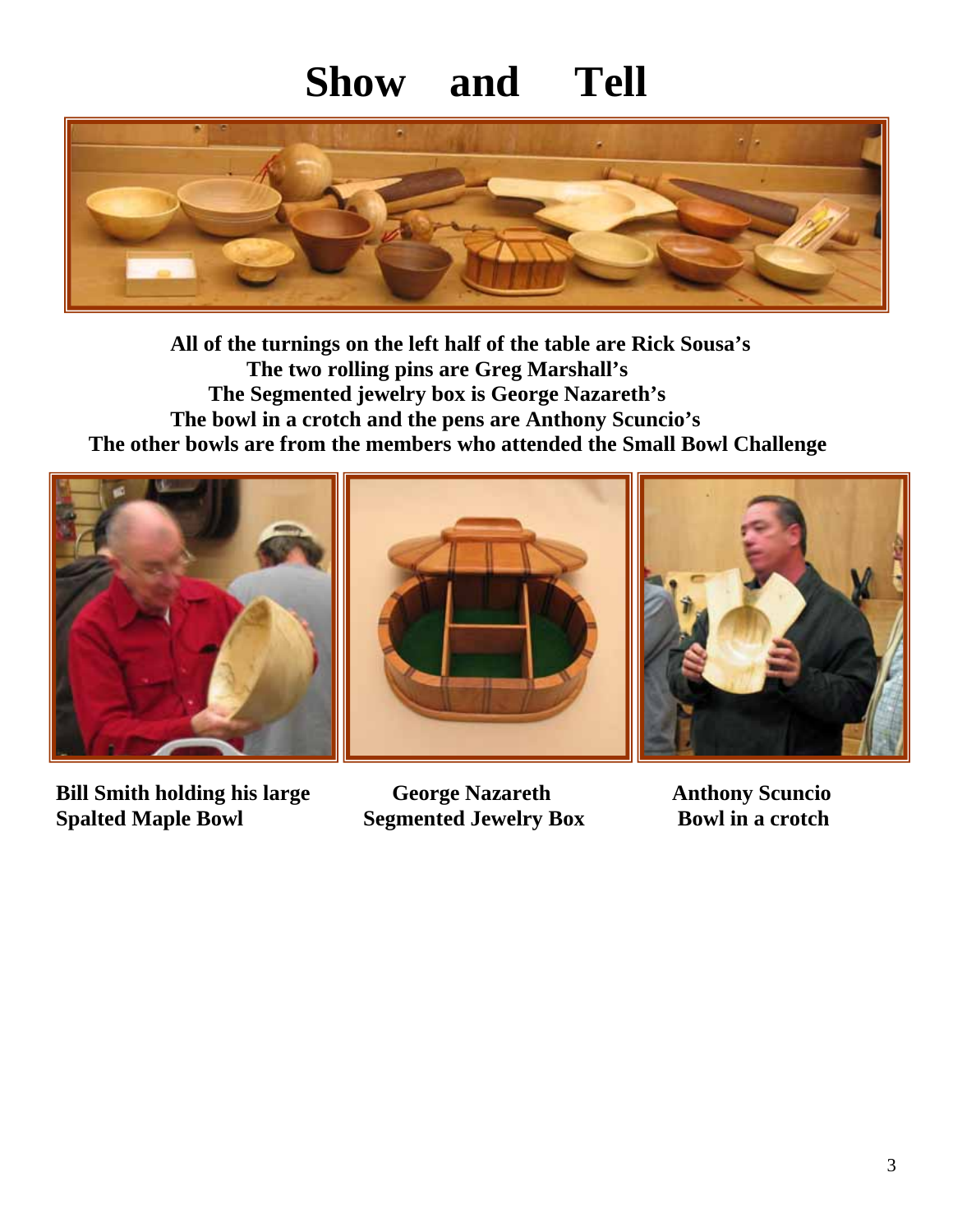# Show and Tell

**All of the turnings on the left half of the table are Rick Sousa's**
**The two rolling pins are Greg Marshall's**
**The Segmented jewelry box is George Nazareth's**
**The bowl in a crotch and the pens are Anthony Scuncio's**
**The other bowls are from the members who attended the Small Bowl Challenge**

**Bill Smith holding his large Spalted Maple Bowl**

**George Nazareth Segmented Jewelry Box**

**Anthony Scuncio Bowl in a crotch**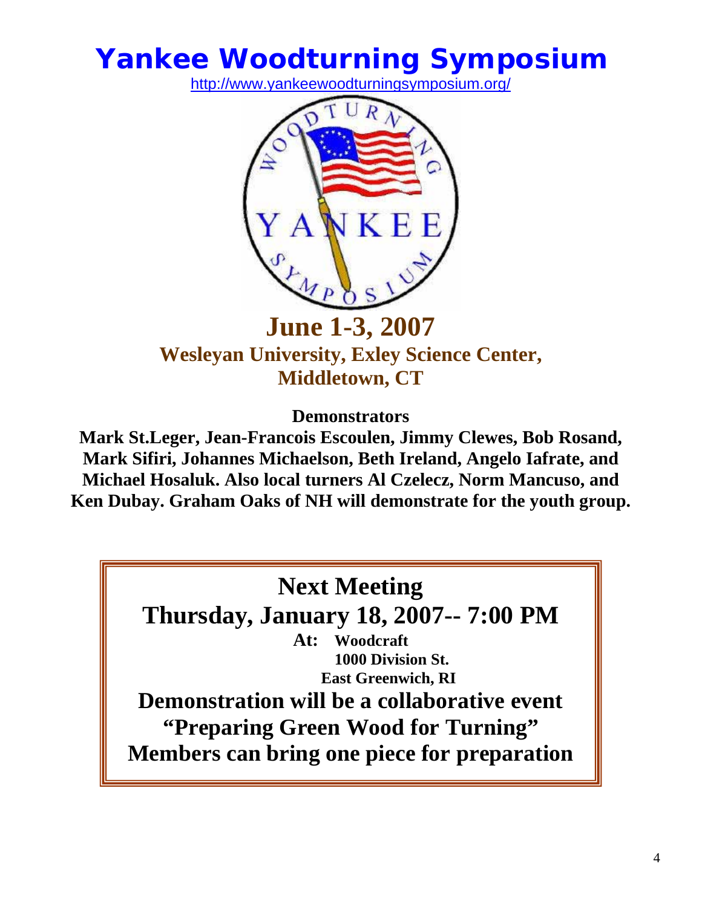# Yankee Woodturning Symposium

http://www.yankeewoodturningsymposium.org/

## June 1-3, 2007

### Wesleyan University, Exley Science Center, Middletown, CT

**Demonstrators**

**Mark St.Leger, Jean-Francois Escoulen, Jimmy Clewes, Bob Rosand, Mark Sifiri, Johannes Michaelson, Beth Ireland, Angelo Iafrate, and Michael Hosaluk. Also local turners Al Czelecz, Norm Mancuso, and Ken Dubay. Graham Oaks of NH will demonstrate for the youth group.**

## Next Meeting

## Thursday, January 18, 2007-- 7:00 PM

**At: Woodcraft**
**1000 Division St.**
**East Greenwich, RI**

**Demonstration will be a collaborative event**
**"Preparing Green Wood for Turning"**
**Members can bring one piece for preparation**